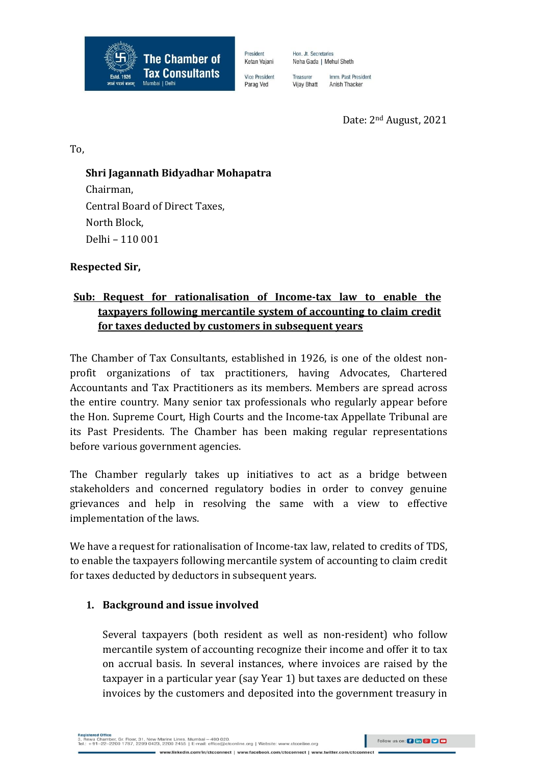**The Chamber of Tax Consultants**
Estd. 1926
Mumbai | Delhi

President: Ketan Vajani | Vice President: Parag Ved | Hon. Jt. Secretaries: Neha Gada | Mehul Sheth | Treasurer: Vijay Bhatt | Imm. Past President: Anish Thacker

Date: 2nd August, 2021

To,

**Shri Jagannath Bidyadhar Mohapatra**
Chairman,
Central Board of Direct Taxes,
North Block,
Delhi – 110 001

**Respected Sir,**

**<u>Sub: Request for rationalisation of Income-tax law to enable the taxpayers following mercantile system of accounting to claim credit for taxes deducted by customers in subsequent years</u>**

The Chamber of Tax Consultants, established in 1926, is one of the oldest non-profit organizations of tax practitioners, having Advocates, Chartered Accountants and Tax Practitioners as its members. Members are spread across the entire country. Many senior tax professionals who regularly appear before the Hon. Supreme Court, High Courts and the Income-tax Appellate Tribunal are its Past Presidents. The Chamber has been making regular representations before various government agencies.

The Chamber regularly takes up initiatives to act as a bridge between stakeholders and concerned regulatory bodies in order to convey genuine grievances and help in resolving the same with a view to effective implementation of the laws.

We have a request for rationalisation of Income-tax law, related to credits of TDS, to enable the taxpayers following mercantile system of accounting to claim credit for taxes deducted by deductors in subsequent years.

## 1. Background and issue involved

Several taxpayers (both resident as well as non-resident) who follow mercantile system of accounting recognize their income and offer it to tax on accrual basis. In several instances, where invoices are raised by the taxpayer in a particular year (say Year 1) but taxes are deducted on these invoices by the customers and deposited into the government treasury in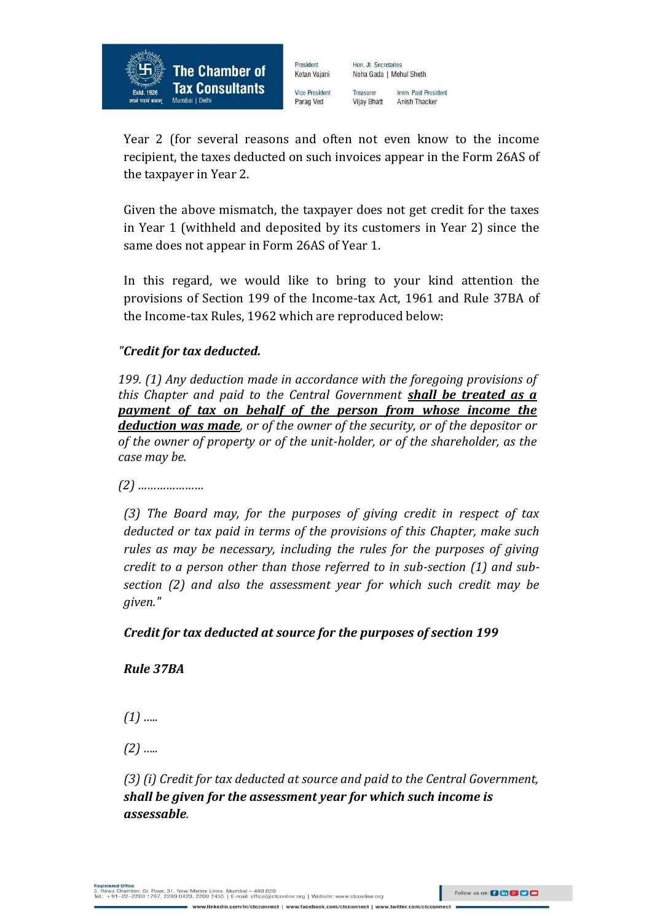Year 2 (for several reasons and often not even know to the income recipient, the taxes deducted on such invoices appear in the Form 26AS of the taxpayer in Year 2.

Given the above mismatch, the taxpayer does not get credit for the taxes in Year 1 (withheld and deposited by its customers in Year 2) since the same does not appear in Form 26AS of Year 1.

In this regard, we would like to bring to your kind attention the provisions of Section 199 of the Income-tax Act, 1961 and Rule 37BA of the Income-tax Rules, 1962 which are reproduced below:

*"**Credit for tax deducted.***

*199. (1) Any deduction made in accordance with the foregoing provisions of this Chapter and paid to the Central Government **shall be treated as a payment of tax on behalf of the person from whose income the deduction was made**, or of the owner of the security, or of the depositor or of the owner of property or of the unit-holder, or of the shareholder, as the case may be.*

*(2) …………………*

*(3) The Board may, for the purposes of giving credit in respect of tax deducted or tax paid in terms of the provisions of this Chapter, make such rules as may be necessary, including the rules for the purposes of giving credit to a person other than those referred to in sub-section (1) and sub-section (2) and also the assessment year for which such credit may be given."*

***Credit for tax deducted at source for the purposes of section 199***

***Rule 37BA***

*(1) …..*

*(2) …..*

*(3) (i) Credit for tax deducted at source and paid to the Central Government, **shall be given for the assessment year for which such income is assessable**.*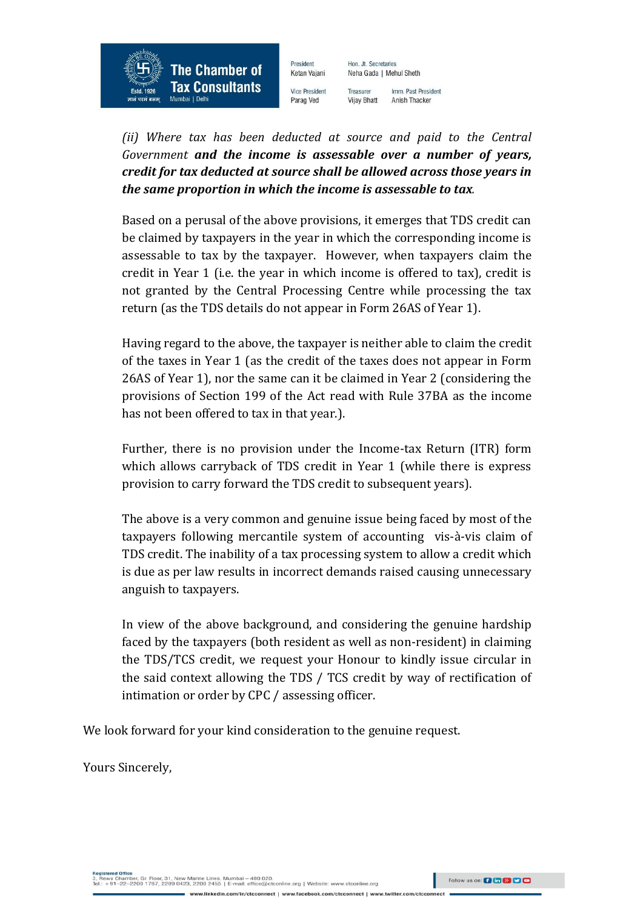*(ii) Where tax has been deducted at source and paid to the Central Government* ***and the income is assessable over a number of years, credit for tax deducted at source shall be allowed across those years in the same proportion in which the income is assessable to tax.***

Based on a perusal of the above provisions, it emerges that TDS credit can be claimed by taxpayers in the year in which the corresponding income is assessable to tax by the taxpayer. However, when taxpayers claim the credit in Year 1 (i.e. the year in which income is offered to tax), credit is not granted by the Central Processing Centre while processing the tax return (as the TDS details do not appear in Form 26AS of Year 1).

Having regard to the above, the taxpayer is neither able to claim the credit of the taxes in Year 1 (as the credit of the taxes does not appear in Form 26AS of Year 1), nor the same can it be claimed in Year 2 (considering the provisions of Section 199 of the Act read with Rule 37BA as the income has not been offered to tax in that year.).

Further, there is no provision under the Income-tax Return (ITR) form which allows carryback of TDS credit in Year 1 (while there is express provision to carry forward the TDS credit to subsequent years).

The above is a very common and genuine issue being faced by most of the taxpayers following mercantile system of accounting vis-à-vis claim of TDS credit. The inability of a tax processing system to allow a credit which is due as per law results in incorrect demands raised causing unnecessary anguish to taxpayers.

In view of the above background, and considering the genuine hardship faced by the taxpayers (both resident as well as non-resident) in claiming the TDS/TCS credit, we request your Honour to kindly issue circular in the said context allowing the TDS / TCS credit by way of rectification of intimation or order by CPC / assessing officer.

We look forward for your kind consideration to the genuine request.

Yours Sincerely,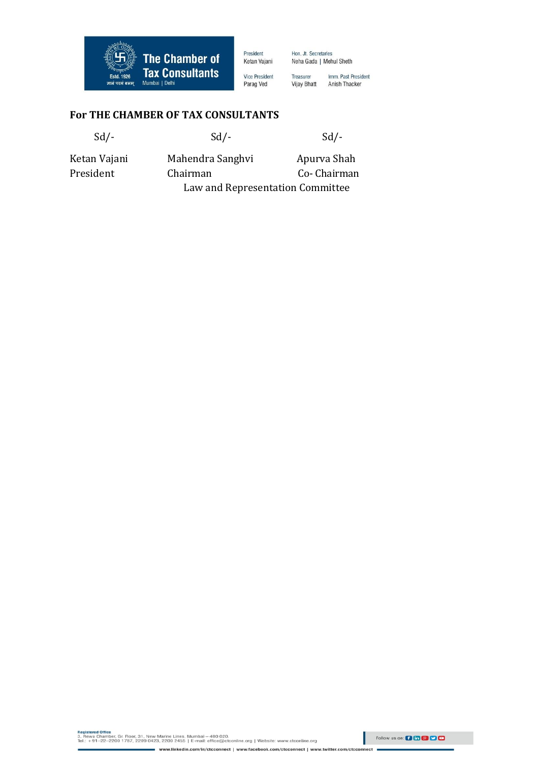**For THE CHAMBER OF TAX CONSULTANTS**

| | | |
|---|---|---|
| Sd/- | Sd/- | Sd/- |
| Ketan Vajani | Mahendra Sanghvi | Apurva Shah |
| President | Chairman | Co- Chairman |
| | Law and Representation Committee | |